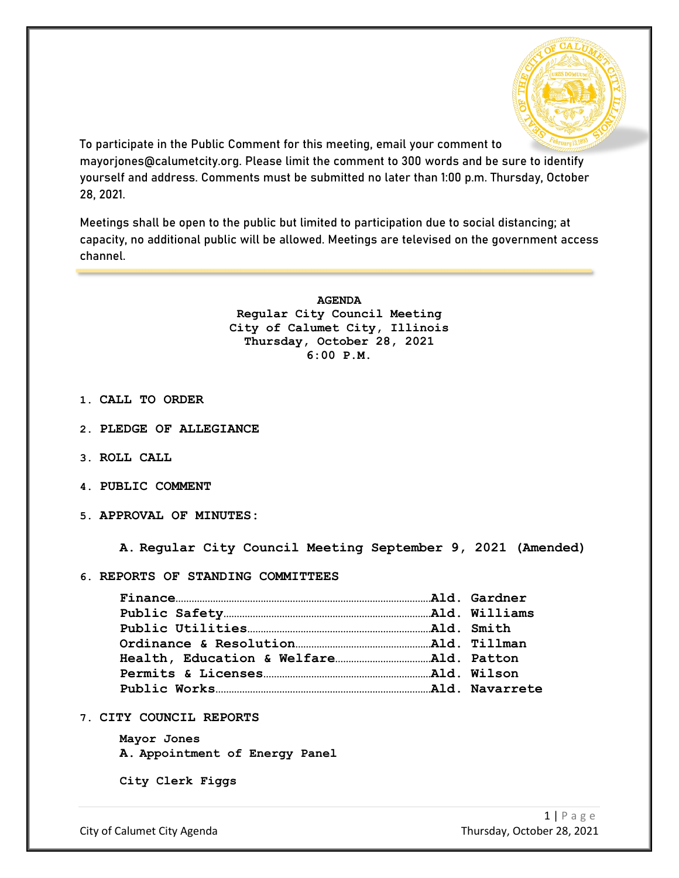To participate in the Public Comment for this meeting, email your comment to mayorjones@calumetcity.org. Please limit the comment to 300 words and be sure to identify yourself and address. Comments must be submitted no later than 1:00 p.m. Thursday, October 28, 2021.

Meetings shall be open to the public but limited to participation due to social distancing; at capacity, no additional public will be allowed. Meetings are televised on the government access channel.

---

**AGENDA**
**Regular City Council Meeting**
**City of Calumet City, Illinois**
**Thursday, October 28, 2021**
**6:00 P.M.**

1. **CALL TO ORDER**
2. **PLEDGE OF ALLEGIANCE**
3. **ROLL CALL**
4. **PUBLIC COMMENT**
5. **APPROVAL OF MINUTES:**

   A. **Regular City Council Meeting September 9, 2021 (Amended)**

6. **REPORTS OF STANDING COMMITTEES**

   **Finance**..........**Ald. Gardner**
   **Public Safety**..........**Ald. Williams**
   **Public Utilities**..........**Ald. Smith**
   **Ordinance & Resolution**..........**Ald. Tillman**
   **Health, Education & Welfare**..........**Ald. Patton**
   **Permits & Licenses**..........**Ald. Wilson**
   **Public Works**..........**Ald. Navarrete**

7. **CITY COUNCIL REPORTS**

   **Mayor Jones**
   A. **Appointment of Energy Panel**

   **City Clerk Figgs**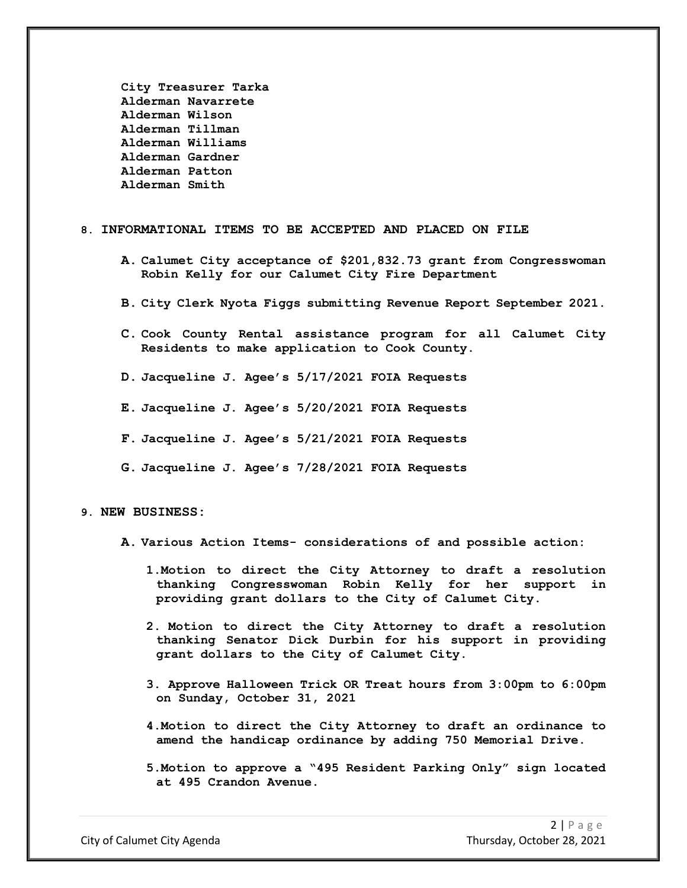**City Treasurer Tarka**
**Alderman Navarrete**
**Alderman Wilson**
**Alderman Tillman**
**Alderman Williams**
**Alderman Gardner**
**Alderman Patton**
**Alderman Smith**

**8. INFORMATIONAL ITEMS TO BE ACCEPTED AND PLACED ON FILE**

**A. Calumet City acceptance of $201,832.73 grant from Congresswoman Robin Kelly for our Calumet City Fire Department**

**B. City Clerk Nyota Figgs submitting Revenue Report September 2021.**

**C. Cook County Rental assistance program for all Calumet City Residents to make application to Cook County.**

**D. Jacqueline J. Agee's 5/17/2021 FOIA Requests**

**E. Jacqueline J. Agee's 5/20/2021 FOIA Requests**

**F. Jacqueline J. Agee's 5/21/2021 FOIA Requests**

**G. Jacqueline J. Agee's 7/28/2021 FOIA Requests**

**9. NEW BUSINESS:**

**A. Various Action Items- considerations of and possible action:**

**1. Motion to direct the City Attorney to draft a resolution thanking Congresswoman Robin Kelly for her support in providing grant dollars to the City of Calumet City.**

**2. Motion to direct the City Attorney to draft a resolution thanking Senator Dick Durbin for his support in providing grant dollars to the City of Calumet City.**

**3. Approve Halloween Trick OR Treat hours from 3:00pm to 6:00pm on Sunday, October 31, 2021**

**4. Motion to direct the City Attorney to draft an ordinance to amend the handicap ordinance by adding 750 Memorial Drive.**

**5. Motion to approve a "495 Resident Parking Only" sign located at 495 Crandon Avenue.**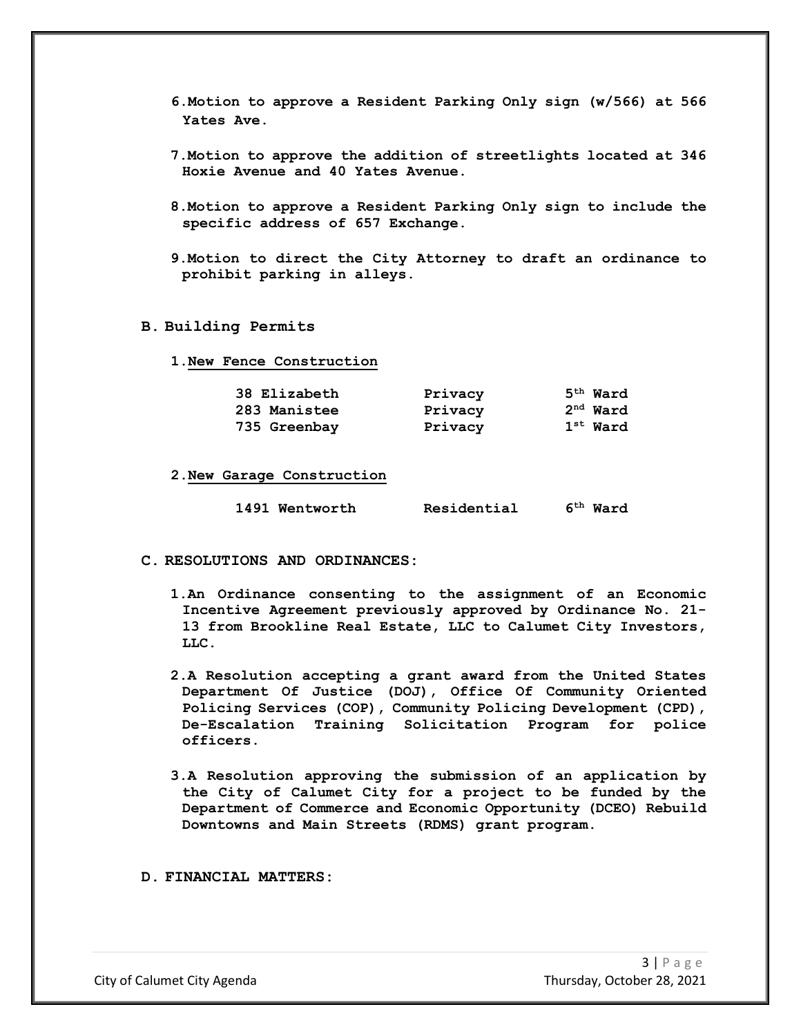6. **Motion to approve a Resident Parking Only sign (w/566) at 566 Yates Ave.**

7. **Motion to approve the addition of streetlights located at 346 Hoxie Avenue and 40 Yates Avenue.**

8. **Motion to approve a Resident Parking Only sign to include the specific address of 657 Exchange.**

9. **Motion to direct the City Attorney to draft an ordinance to prohibit parking in alleys.**

**B. Building Permits**

1. **New Fence Construction**

| | | |
|---|---|---|
| **38 Elizabeth** | **Privacy** | **5th Ward** |
| **283 Manistee** | **Privacy** | **2nd Ward** |
| **735 Greenbay** | **Privacy** | **1st Ward** |

2. **New Garage Construction**

| | | |
|---|---|---|
| **1491 Wentworth** | **Residential** | **6th Ward** |

**C. RESOLUTIONS AND ORDINANCES:**

1. **An Ordinance consenting to the assignment of an Economic Incentive Agreement previously approved by Ordinance No. 21-13 from Brookline Real Estate, LLC to Calumet City Investors, LLC.**

2. **A Resolution accepting a grant award from the United States Department Of Justice (DOJ), Office Of Community Oriented Policing Services (COP), Community Policing Development (CPD), De-Escalation Training Solicitation Program for police officers.**

3. **A Resolution approving the submission of an application by the City of Calumet City for a project to be funded by the Department of Commerce and Economic Opportunity (DCEO) Rebuild Downtowns and Main Streets (RDMS) grant program.**

**D. FINANCIAL MATTERS:**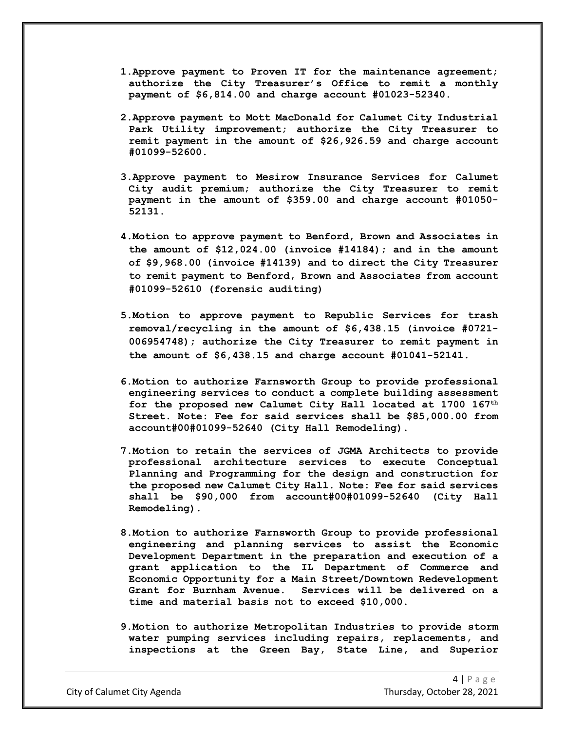1. **Approve payment to Proven IT for the maintenance agreement; authorize the City Treasurer's Office to remit a monthly payment of $6,814.00 and charge account #01023-52340.**

2. **Approve payment to Mott MacDonald for Calumet City Industrial Park Utility improvement; authorize the City Treasurer to remit payment in the amount of $26,926.59 and charge account #01099-52600.**

3. **Approve payment to Mesirow Insurance Services for Calumet City audit premium; authorize the City Treasurer to remit payment in the amount of $359.00 and charge account #01050-52131.**

4. **Motion to approve payment to Benford, Brown and Associates in the amount of $12,024.00 (invoice #14184); and in the amount of $9,968.00 (invoice #14139) and to direct the City Treasurer to remit payment to Benford, Brown and Associates from account #01099-52610 (forensic auditing)**

5. **Motion to approve payment to Republic Services for trash removal/recycling in the amount of $6,438.15 (invoice #0721-006954748); authorize the City Treasurer to remit payment in the amount of $6,438.15 and charge account #01041-52141.**

6. **Motion to authorize Farnsworth Group to provide professional engineering services to conduct a complete building assessment for the proposed new Calumet City Hall located at 1700 167th Street. Note: Fee for said services shall be $85,000.00 from account#00#01099-52640 (City Hall Remodeling).**

7. **Motion to retain the services of JGMA Architects to provide professional architecture services to execute Conceptual Planning and Programming for the design and construction for the proposed new Calumet City Hall. Note: Fee for said services shall be $90,000 from account#00#01099-52640 (City Hall Remodeling).**

8. **Motion to authorize Farnsworth Group to provide professional engineering and planning services to assist the Economic Development Department in the preparation and execution of a grant application to the IL Department of Commerce and Economic Opportunity for a Main Street/Downtown Redevelopment Grant for Burnham Avenue. Services will be delivered on a time and material basis not to exceed $10,000.**

9. **Motion to authorize Metropolitan Industries to provide storm water pumping services including repairs, replacements, and inspections at the Green Bay, State Line, and Superior**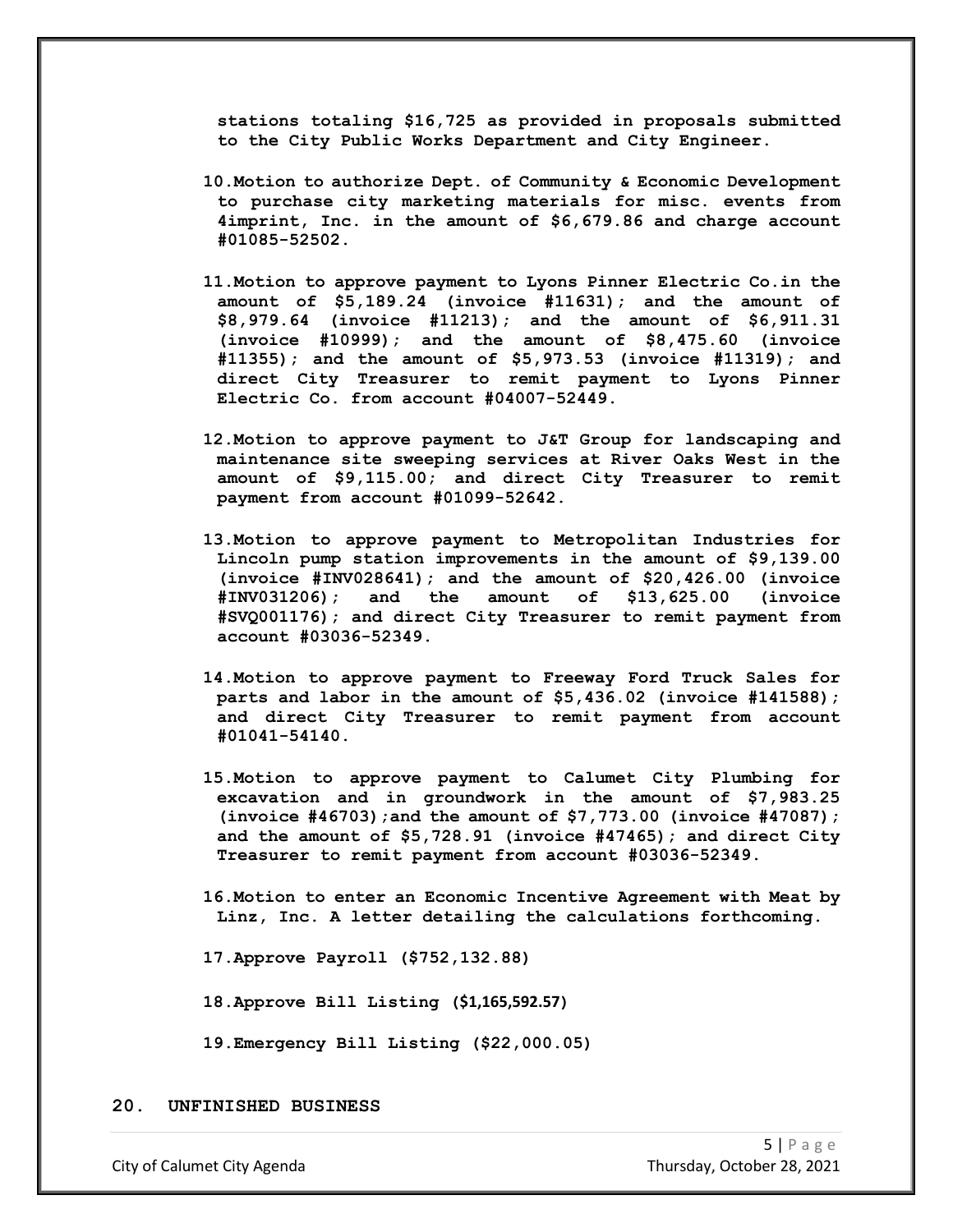**stations totaling $16,725 as provided in proposals submitted to the City Public Works Department and City Engineer.**

10. **Motion to authorize Dept. of Community & Economic Development to purchase city marketing materials for misc. events from 4imprint, Inc. in the amount of $6,679.86 and charge account #01085-52502.**

11. **Motion to approve payment to Lyons Pinner Electric Co.in the amount of $5,189.24 (invoice #11631); and the amount of $8,979.64 (invoice #11213); and the amount of $6,911.31 (invoice #10999); and the amount of $8,475.60 (invoice #11355); and the amount of $5,973.53 (invoice #11319); and direct City Treasurer to remit payment to Lyons Pinner Electric Co. from account #04007-52449.**

12. **Motion to approve payment to J&T Group for landscaping and maintenance site sweeping services at River Oaks West in the amount of $9,115.00; and direct City Treasurer to remit payment from account #01099-52642.**

13. **Motion to approve payment to Metropolitan Industries for Lincoln pump station improvements in the amount of $9,139.00 (invoice #INV028641); and the amount of $20,426.00 (invoice #INV031206); and the amount of $13,625.00 (invoice #SVQ001176); and direct City Treasurer to remit payment from account #03036-52349.**

14. **Motion to approve payment to Freeway Ford Truck Sales for parts and labor in the amount of $5,436.02 (invoice #141588); and direct City Treasurer to remit payment from account #01041-54140.**

15. **Motion to approve payment to Calumet City Plumbing for excavation and in groundwork in the amount of $7,983.25 (invoice #46703);and the amount of $7,773.00 (invoice #47087); and the amount of $5,728.91 (invoice #47465); and direct City Treasurer to remit payment from account #03036-52349.**

16. **Motion to enter an Economic Incentive Agreement with Meat by Linz, Inc. A letter detailing the calculations forthcoming.**

17. **Approve Payroll ($752,132.88)**

18. **Approve Bill Listing ($1,165,592.57)**

19. **Emergency Bill Listing ($22,000.05)**

## 20. UNFINISHED BUSINESS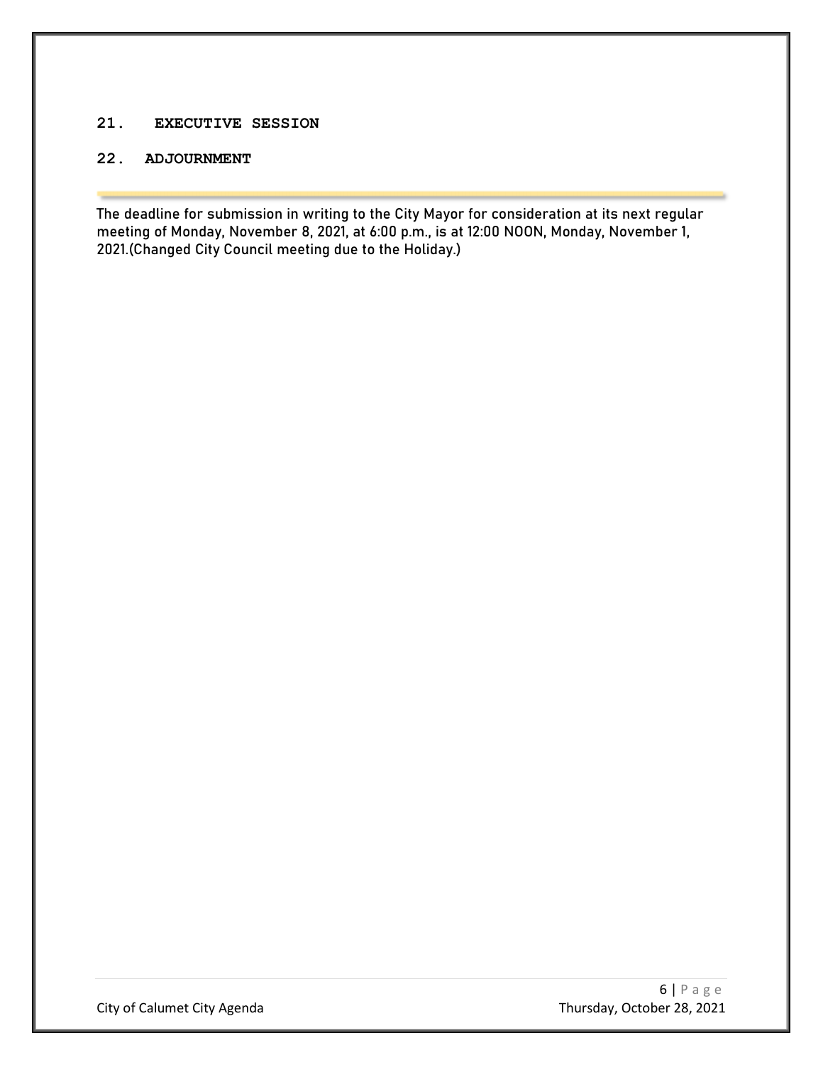**21. EXECUTIVE SESSION**

**22. ADJOURNMENT**

---

The deadline for submission in writing to the City Mayor for consideration at its next regular meeting of Monday, November 8, 2021, at 6:00 p.m., is at 12:00 NOON, Monday, November 1, 2021.(Changed City Council meeting due to the Holiday.)